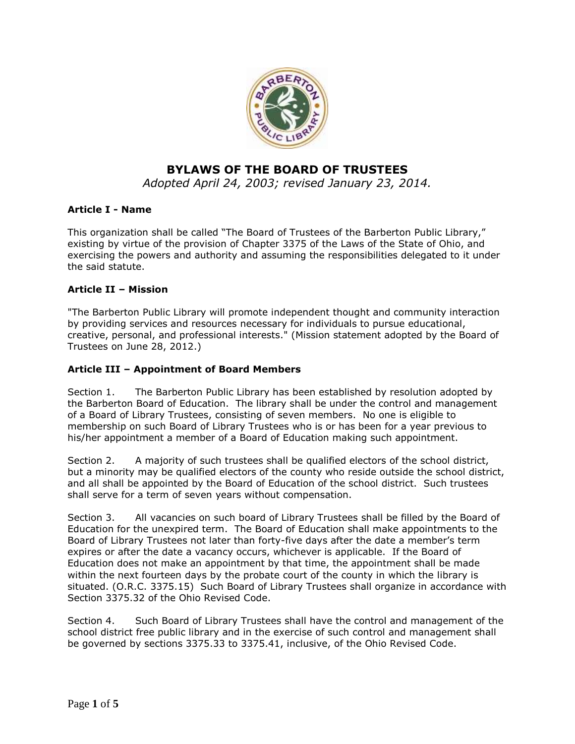# BYLAWS OF THE BOARD OF TRUSTEES

*Adopted April 24, 2003; revised January 23, 2014.*

### Article I - Name

This organization shall be called "The Board of Trustees of the Barberton Public Library," existing by virtue of the provision of Chapter 3375 of the Laws of the State of Ohio, and exercising the powers and authority and assuming the responsibilities delegated to it under the said statute.

### Article II – Mission

"The Barberton Public Library will promote independent thought and community interaction by providing services and resources necessary for individuals to pursue educational, creative, personal, and professional interests." (Mission statement adopted by the Board of Trustees on June 28, 2012.)

### Article III – Appointment of Board Members

Section 1. The Barberton Public Library has been established by resolution adopted by the Barberton Board of Education. The library shall be under the control and management of a Board of Library Trustees, consisting of seven members. No one is eligible to membership on such Board of Library Trustees who is or has been for a year previous to his/her appointment a member of a Board of Education making such appointment.

Section 2. A majority of such trustees shall be qualified electors of the school district, but a minority may be qualified electors of the county who reside outside the school district, and all shall be appointed by the Board of Education of the school district. Such trustees shall serve for a term of seven years without compensation.

Section 3. All vacancies on such board of Library Trustees shall be filled by the Board of Education for the unexpired term. The Board of Education shall make appointments to the Board of Library Trustees not later than forty-five days after the date a member's term expires or after the date a vacancy occurs, whichever is applicable. If the Board of Education does not make an appointment by that time, the appointment shall be made within the next fourteen days by the probate court of the county in which the library is situated. (O.R.C. 3375.15) Such Board of Library Trustees shall organize in accordance with Section 3375.32 of the Ohio Revised Code.

Section 4. Such Board of Library Trustees shall have the control and management of the school district free public library and in the exercise of such control and management shall be governed by sections 3375.33 to 3375.41, inclusive, of the Ohio Revised Code.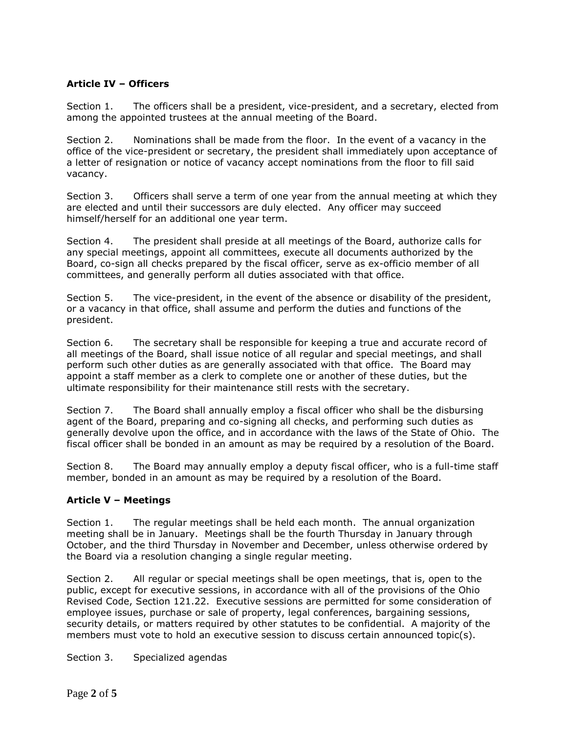## Article IV – Officers

Section 1. The officers shall be a president, vice-president, and a secretary, elected from among the appointed trustees at the annual meeting of the Board.

Section 2. Nominations shall be made from the floor. In the event of a vacancy in the office of the vice-president or secretary, the president shall immediately upon acceptance of a letter of resignation or notice of vacancy accept nominations from the floor to fill said vacancy.

Section 3. Officers shall serve a term of one year from the annual meeting at which they are elected and until their successors are duly elected. Any officer may succeed himself/herself for an additional one year term.

Section 4. The president shall preside at all meetings of the Board, authorize calls for any special meetings, appoint all committees, execute all documents authorized by the Board, co-sign all checks prepared by the fiscal officer, serve as ex-officio member of all committees, and generally perform all duties associated with that office.

Section 5. The vice-president, in the event of the absence or disability of the president, or a vacancy in that office, shall assume and perform the duties and functions of the president.

Section 6. The secretary shall be responsible for keeping a true and accurate record of all meetings of the Board, shall issue notice of all regular and special meetings, and shall perform such other duties as are generally associated with that office. The Board may appoint a staff member as a clerk to complete one or another of these duties, but the ultimate responsibility for their maintenance still rests with the secretary.

Section 7. The Board shall annually employ a fiscal officer who shall be the disbursing agent of the Board, preparing and co-signing all checks, and performing such duties as generally devolve upon the office, and in accordance with the laws of the State of Ohio. The fiscal officer shall be bonded in an amount as may be required by a resolution of the Board.

Section 8. The Board may annually employ a deputy fiscal officer, who is a full-time staff member, bonded in an amount as may be required by a resolution of the Board.

## Article V – Meetings

Section 1. The regular meetings shall be held each month. The annual organization meeting shall be in January. Meetings shall be the fourth Thursday in January through October, and the third Thursday in November and December, unless otherwise ordered by the Board via a resolution changing a single regular meeting.

Section 2. All regular or special meetings shall be open meetings, that is, open to the public, except for executive sessions, in accordance with all of the provisions of the Ohio Revised Code, Section 121.22. Executive sessions are permitted for some consideration of employee issues, purchase or sale of property, legal conferences, bargaining sessions, security details, or matters required by other statutes to be confidential. A majority of the members must vote to hold an executive session to discuss certain announced topic(s).

Section 3. Specialized agendas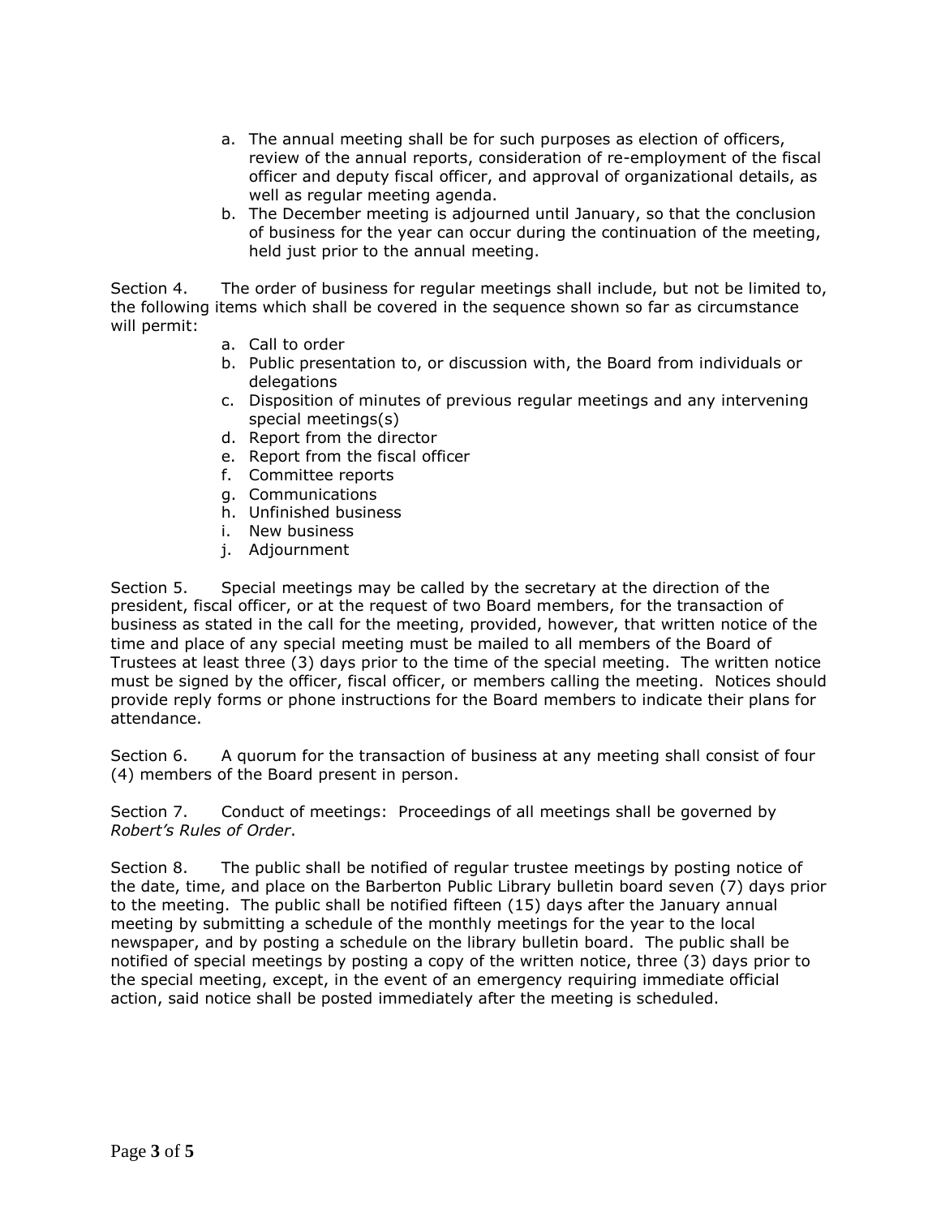a. The annual meeting shall be for such purposes as election of officers, review of the annual reports, consideration of re-employment of the fiscal officer and deputy fiscal officer, and approval of organizational details, as well as regular meeting agenda.
b. The December meeting is adjourned until January, so that the conclusion of business for the year can occur during the continuation of the meeting, held just prior to the annual meeting.

Section 4. The order of business for regular meetings shall include, but not be limited to, the following items which shall be covered in the sequence shown so far as circumstance will permit:

a. Call to order
b. Public presentation to, or discussion with, the Board from individuals or delegations
c. Disposition of minutes of previous regular meetings and any intervening special meetings(s)
d. Report from the director
e. Report from the fiscal officer
f. Committee reports
g. Communications
h. Unfinished business
i. New business
j. Adjournment

Section 5. Special meetings may be called by the secretary at the direction of the president, fiscal officer, or at the request of two Board members, for the transaction of business as stated in the call for the meeting, provided, however, that written notice of the time and place of any special meeting must be mailed to all members of the Board of Trustees at least three (3) days prior to the time of the special meeting. The written notice must be signed by the officer, fiscal officer, or members calling the meeting. Notices should provide reply forms or phone instructions for the Board members to indicate their plans for attendance.

Section 6. A quorum for the transaction of business at any meeting shall consist of four (4) members of the Board present in person.

Section 7. Conduct of meetings: Proceedings of all meetings shall be governed by *Robert's Rules of Order*.

Section 8. The public shall be notified of regular trustee meetings by posting notice of the date, time, and place on the Barberton Public Library bulletin board seven (7) days prior to the meeting. The public shall be notified fifteen (15) days after the January annual meeting by submitting a schedule of the monthly meetings for the year to the local newspaper, and by posting a schedule on the library bulletin board. The public shall be notified of special meetings by posting a copy of the written notice, three (3) days prior to the special meeting, except, in the event of an emergency requiring immediate official action, said notice shall be posted immediately after the meeting is scheduled.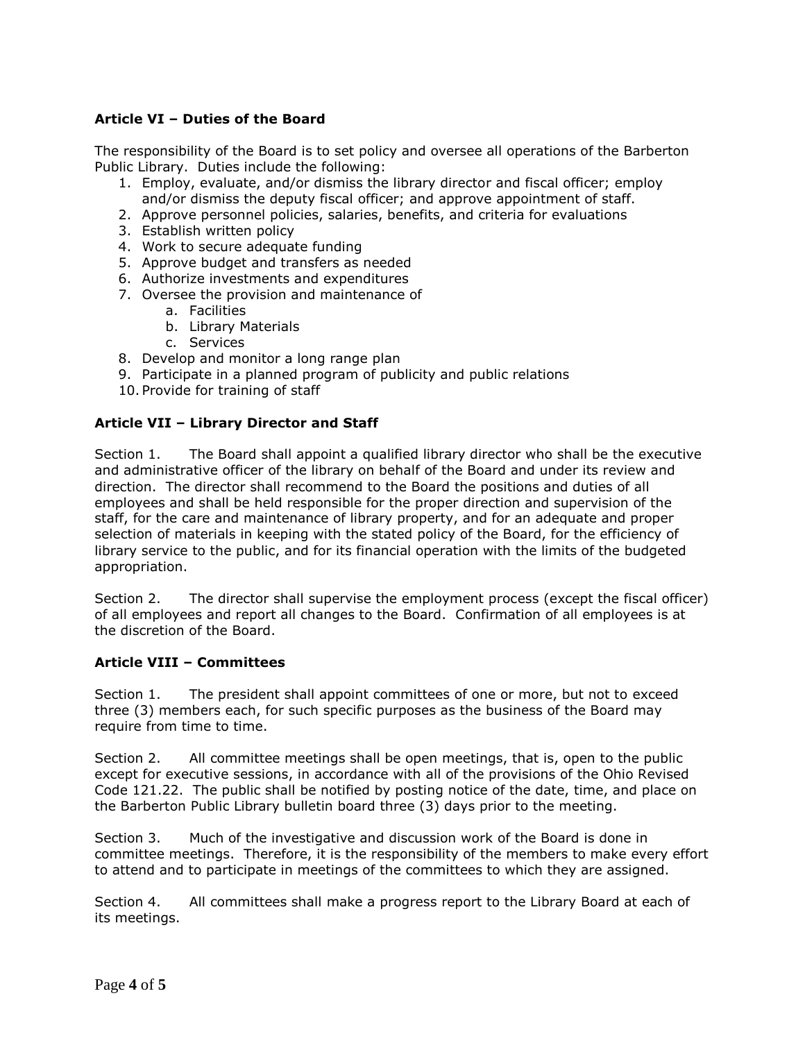### Article VI – Duties of the Board

The responsibility of the Board is to set policy and oversee all operations of the Barberton Public Library. Duties include the following:

1. Employ, evaluate, and/or dismiss the library director and fiscal officer; employ and/or dismiss the deputy fiscal officer; and approve appointment of staff.
2. Approve personnel policies, salaries, benefits, and criteria for evaluations
3. Establish written policy
4. Work to secure adequate funding
5. Approve budget and transfers as needed
6. Authorize investments and expenditures
7. Oversee the provision and maintenance of
   a. Facilities
   b. Library Materials
   c. Services
8. Develop and monitor a long range plan
9. Participate in a planned program of publicity and public relations
10. Provide for training of staff

### Article VII – Library Director and Staff

Section 1. The Board shall appoint a qualified library director who shall be the executive and administrative officer of the library on behalf of the Board and under its review and direction. The director shall recommend to the Board the positions and duties of all employees and shall be held responsible for the proper direction and supervision of the staff, for the care and maintenance of library property, and for an adequate and proper selection of materials in keeping with the stated policy of the Board, for the efficiency of library service to the public, and for its financial operation with the limits of the budgeted appropriation.

Section 2. The director shall supervise the employment process (except the fiscal officer) of all employees and report all changes to the Board. Confirmation of all employees is at the discretion of the Board.

### Article VIII – Committees

Section 1. The president shall appoint committees of one or more, but not to exceed three (3) members each, for such specific purposes as the business of the Board may require from time to time.

Section 2. All committee meetings shall be open meetings, that is, open to the public except for executive sessions, in accordance with all of the provisions of the Ohio Revised Code 121.22. The public shall be notified by posting notice of the date, time, and place on the Barberton Public Library bulletin board three (3) days prior to the meeting.

Section 3. Much of the investigative and discussion work of the Board is done in committee meetings. Therefore, it is the responsibility of the members to make every effort to attend and to participate in meetings of the committees to which they are assigned.

Section 4. All committees shall make a progress report to the Library Board at each of its meetings.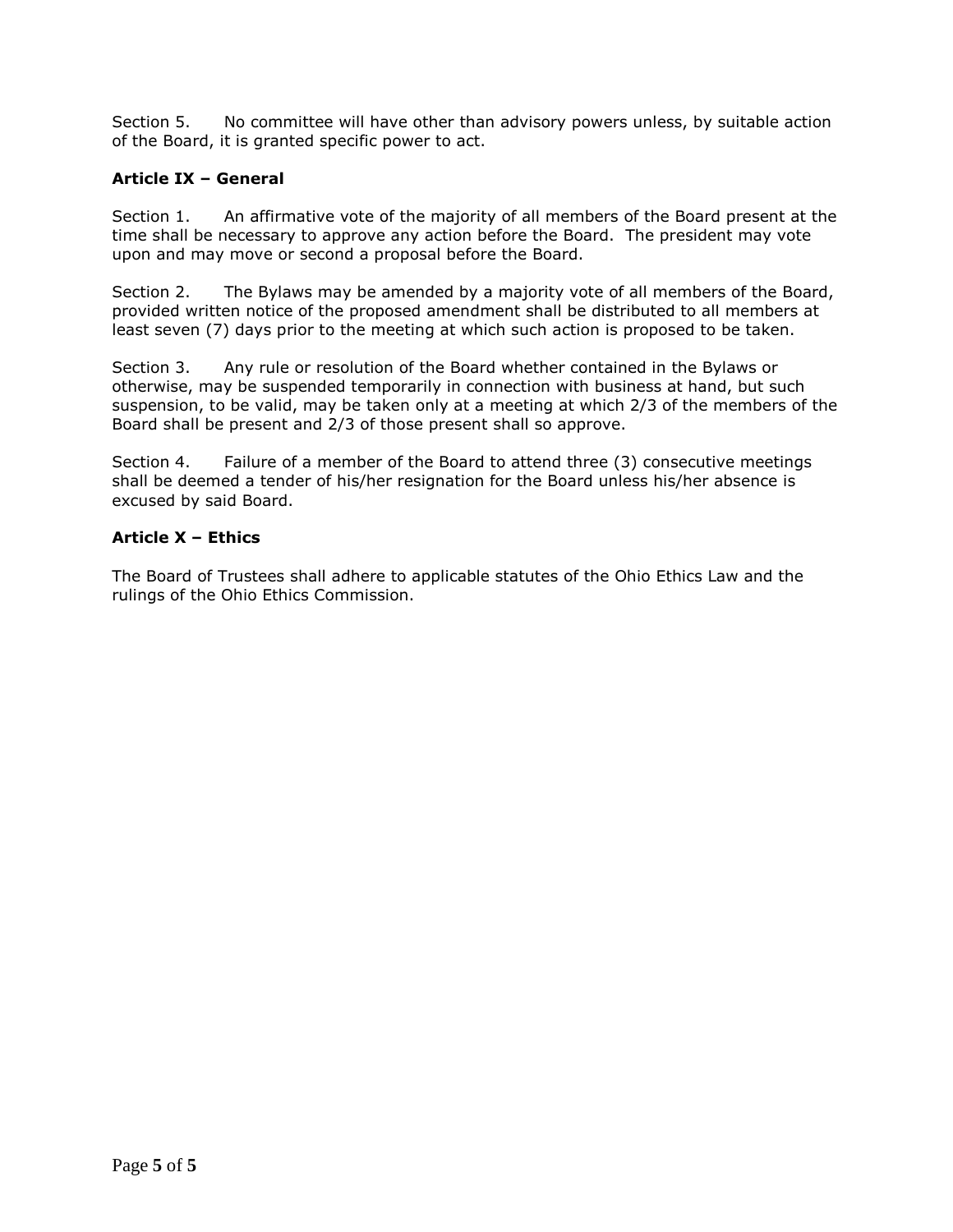Section 5. No committee will have other than advisory powers unless, by suitable action of the Board, it is granted specific power to act.

**Article IX – General**

Section 1. An affirmative vote of the majority of all members of the Board present at the time shall be necessary to approve any action before the Board. The president may vote upon and may move or second a proposal before the Board.

Section 2. The Bylaws may be amended by a majority vote of all members of the Board, provided written notice of the proposed amendment shall be distributed to all members at least seven (7) days prior to the meeting at which such action is proposed to be taken.

Section 3. Any rule or resolution of the Board whether contained in the Bylaws or otherwise, may be suspended temporarily in connection with business at hand, but such suspension, to be valid, may be taken only at a meeting at which 2/3 of the members of the Board shall be present and 2/3 of those present shall so approve.

Section 4. Failure of a member of the Board to attend three (3) consecutive meetings shall be deemed a tender of his/her resignation for the Board unless his/her absence is excused by said Board.

**Article X – Ethics**

The Board of Trustees shall adhere to applicable statutes of the Ohio Ethics Law and the rulings of the Ohio Ethics Commission.